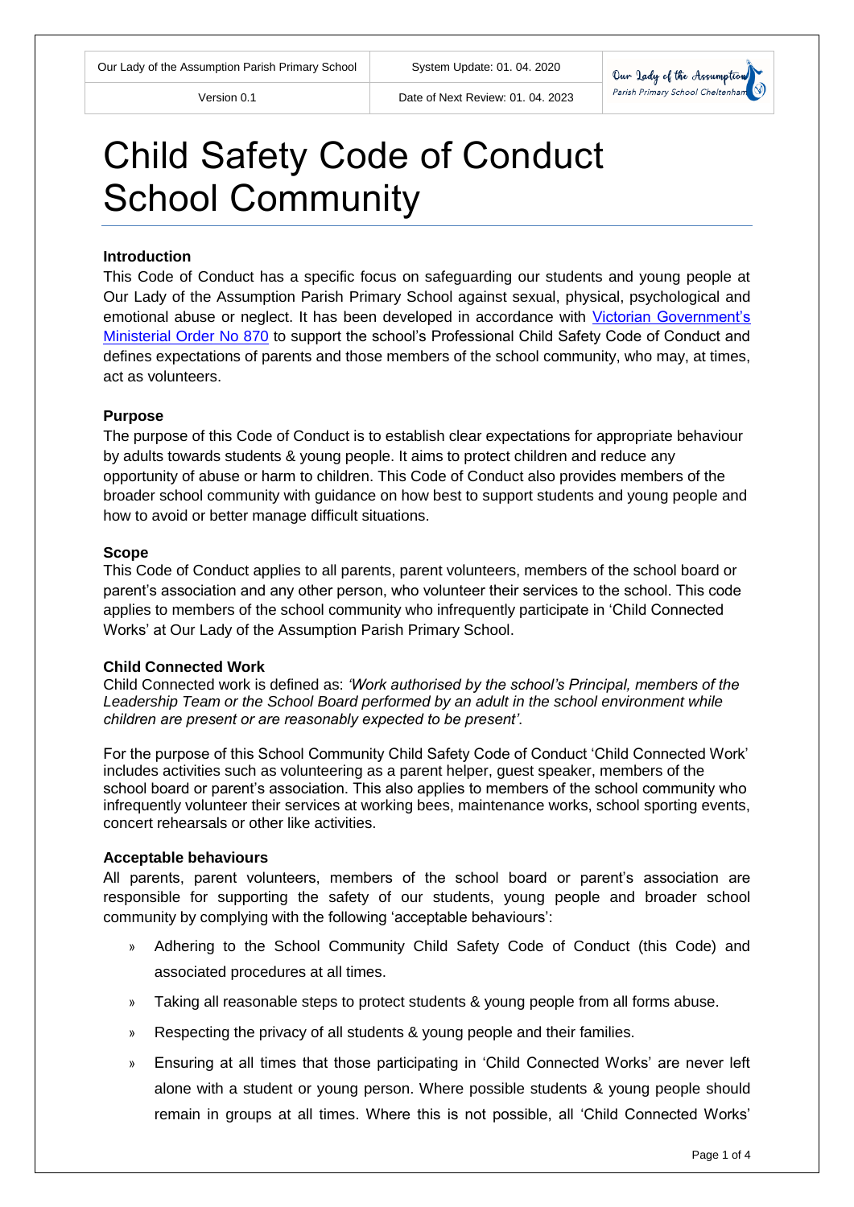# Child Safety Code of Conduct School Community

### Introduction

This Code of Conduct has a specific focus on safeguarding our students and young people at Our Lady of the Assumption Parish Primary School against sexual, physical, psychological and emotional abuse or neglect. It has been developed in accordance with [Victorian Government's Ministerial Order No 870]() to support the school's Professional Child Safety Code of Conduct and defines expectations of parents and those members of the school community, who may, at times, act as volunteers.

### Purpose

The purpose of this Code of Conduct is to establish clear expectations for appropriate behaviour by adults towards students & young people. It aims to protect children and reduce any opportunity of abuse or harm to children. This Code of Conduct also provides members of the broader school community with guidance on how best to support students and young people and how to avoid or better manage difficult situations.

### Scope

This Code of Conduct applies to all parents, parent volunteers, members of the school board or parent's association and any other person, who volunteer their services to the school. This code applies to members of the school community who infrequently participate in 'Child Connected Works' at Our Lady of the Assumption Parish Primary School.

### Child Connected Work

Child Connected work is defined as: *'Work authorised by the school's Principal, members of the Leadership Team or the School Board performed by an adult in the school environment while children are present or are reasonably expected to be present'.*

For the purpose of this School Community Child Safety Code of Conduct 'Child Connected Work' includes activities such as volunteering as a parent helper, guest speaker, members of the school board or parent's association. This also applies to members of the school community who infrequently volunteer their services at working bees, maintenance works, school sporting events, concert rehearsals or other like activities.

### Acceptable behaviours

All parents, parent volunteers, members of the school board or parent's association are responsible for supporting the safety of our students, young people and broader school community by complying with the following 'acceptable behaviours':

- Adhering to the School Community Child Safety Code of Conduct (this Code) and associated procedures at all times.
- Taking all reasonable steps to protect students & young people from all forms abuse.
- Respecting the privacy of all students & young people and their families.
- Ensuring at all times that those participating in 'Child Connected Works' are never left alone with a student or young person. Where possible students & young people should remain in groups at all times. Where this is not possible, all 'Child Connected Works'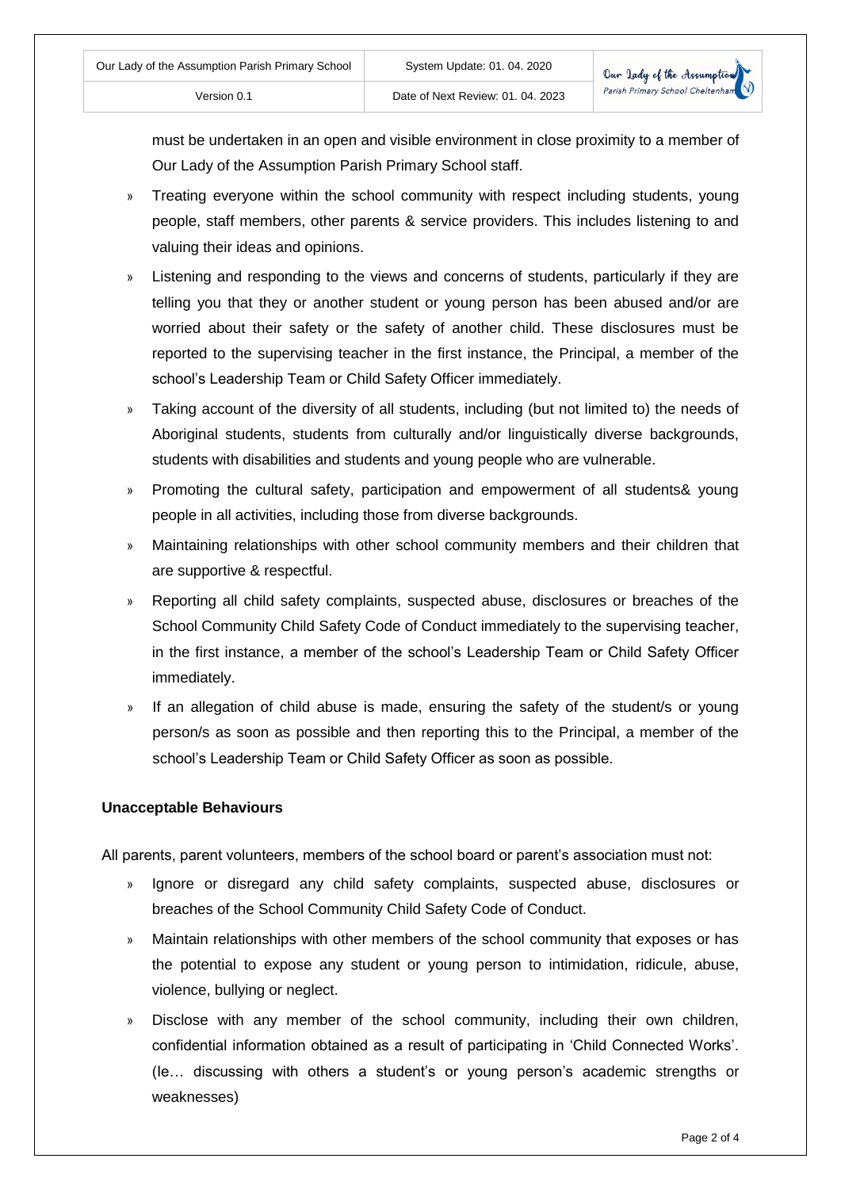must be undertaken in an open and visible environment in close proximity to a member of Our Lady of the Assumption Parish Primary School staff.

- Treating everyone within the school community with respect including students, young people, staff members, other parents & service providers. This includes listening to and valuing their ideas and opinions.
- Listening and responding to the views and concerns of students, particularly if they are telling you that they or another student or young person has been abused and/or are worried about their safety or the safety of another child. These disclosures must be reported to the supervising teacher in the first instance, the Principal, a member of the school's Leadership Team or Child Safety Officer immediately.
- Taking account of the diversity of all students, including (but not limited to) the needs of Aboriginal students, students from culturally and/or linguistically diverse backgrounds, students with disabilities and students and young people who are vulnerable.
- Promoting the cultural safety, participation and empowerment of all students& young people in all activities, including those from diverse backgrounds.
- Maintaining relationships with other school community members and their children that are supportive & respectful.
- Reporting all child safety complaints, suspected abuse, disclosures or breaches of the School Community Child Safety Code of Conduct immediately to the supervising teacher, in the first instance, a member of the school's Leadership Team or Child Safety Officer immediately.
- If an allegation of child abuse is made, ensuring the safety of the student/s or young person/s as soon as possible and then reporting this to the Principal, a member of the school's Leadership Team or Child Safety Officer as soon as possible.

**Unacceptable Behaviours**

All parents, parent volunteers, members of the school board or parent's association must not:

- Ignore or disregard any child safety complaints, suspected abuse, disclosures or breaches of the School Community Child Safety Code of Conduct.
- Maintain relationships with other members of the school community that exposes or has the potential to expose any student or young person to intimidation, ridicule, abuse, violence, bullying or neglect.
- Disclose with any member of the school community, including their own children, confidential information obtained as a result of participating in 'Child Connected Works'. (Ie… discussing with others a student's or young person's academic strengths or weaknesses)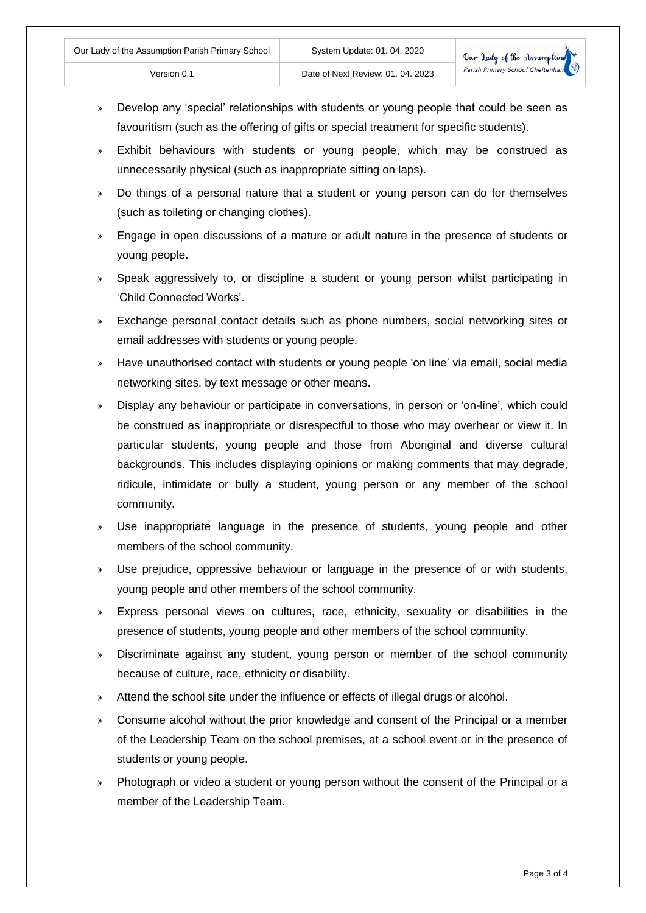- Develop any 'special' relationships with students or young people that could be seen as favouritism (such as the offering of gifts or special treatment for specific students).
- Exhibit behaviours with students or young people, which may be construed as unnecessarily physical (such as inappropriate sitting on laps).
- Do things of a personal nature that a student or young person can do for themselves (such as toileting or changing clothes).
- Engage in open discussions of a mature or adult nature in the presence of students or young people.
- Speak aggressively to, or discipline a student or young person whilst participating in 'Child Connected Works'.
- Exchange personal contact details such as phone numbers, social networking sites or email addresses with students or young people.
- Have unauthorised contact with students or young people 'on line' via email, social media networking sites, by text message or other means.
- Display any behaviour or participate in conversations, in person or 'on-line', which could be construed as inappropriate or disrespectful to those who may overhear or view it. In particular students, young people and those from Aboriginal and diverse cultural backgrounds. This includes displaying opinions or making comments that may degrade, ridicule, intimidate or bully a student, young person or any member of the school community.
- Use inappropriate language in the presence of students, young people and other members of the school community.
- Use prejudice, oppressive behaviour or language in the presence of or with students, young people and other members of the school community.
- Express personal views on cultures, race, ethnicity, sexuality or disabilities in the presence of students, young people and other members of the school community.
- Discriminate against any student, young person or member of the school community because of culture, race, ethnicity or disability.
- Attend the school site under the influence or effects of illegal drugs or alcohol.
- Consume alcohol without the prior knowledge and consent of the Principal or a member of the Leadership Team on the school premises, at a school event or in the presence of students or young people.
- Photograph or video a student or young person without the consent of the Principal or a member of the Leadership Team.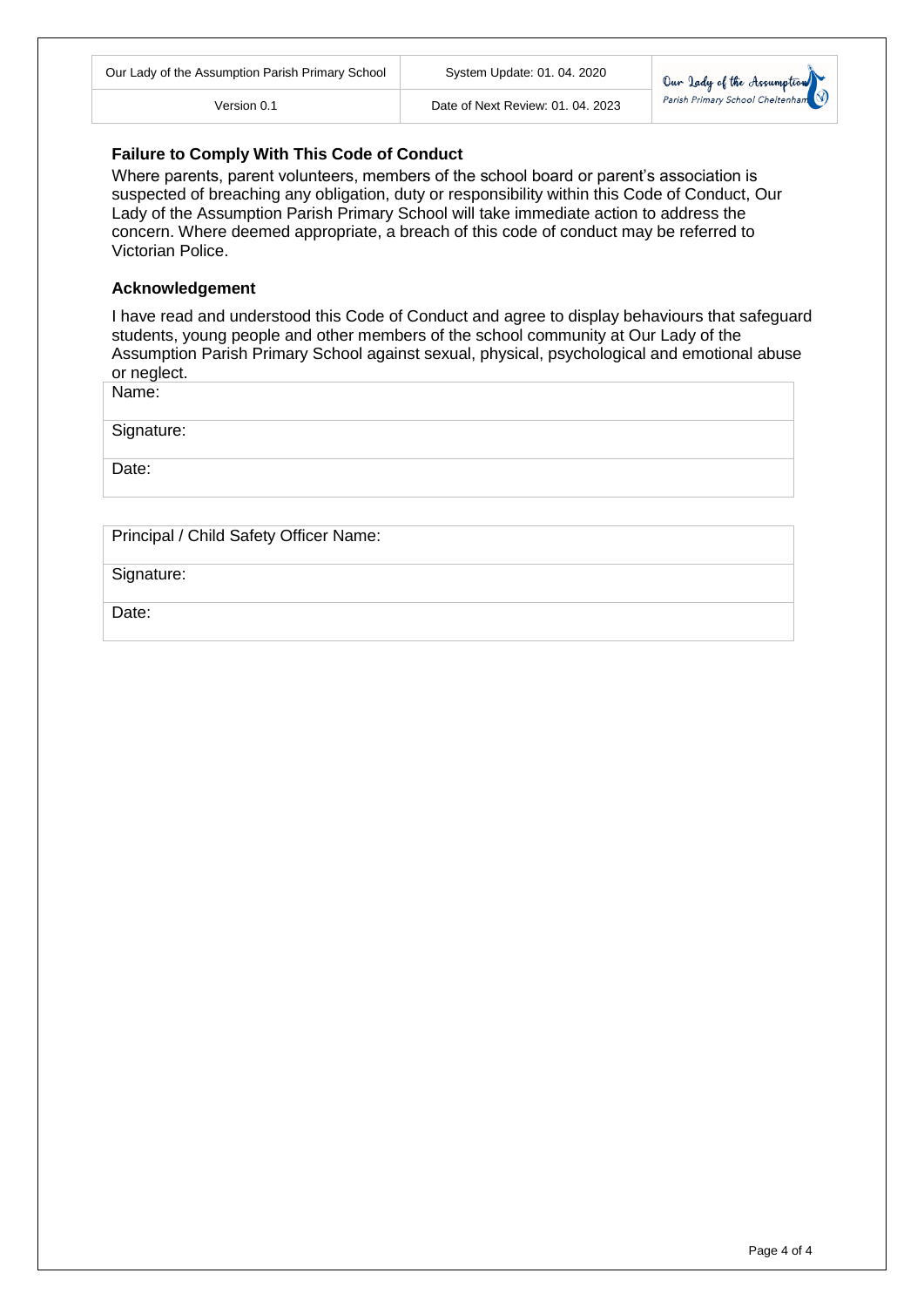## Failure to Comply With This Code of Conduct

Where parents, parent volunteers, members of the school board or parent's association is suspected of breaching any obligation, duty or responsibility within this Code of Conduct, Our Lady of the Assumption Parish Primary School will take immediate action to address the concern. Where deemed appropriate, a breach of this code of conduct may be referred to Victorian Police.

## Acknowledgement

I have read and understood this Code of Conduct and agree to display behaviours that safeguard students, young people and other members of the school community at Our Lady of the Assumption Parish Primary School against sexual, physical, psychological and emotional abuse or neglect.

| |
|---|
| Name: |
| Signature: |
| Date: |

| |
|---|
| Principal / Child Safety Officer Name: |
| Signature: |
| Date: |